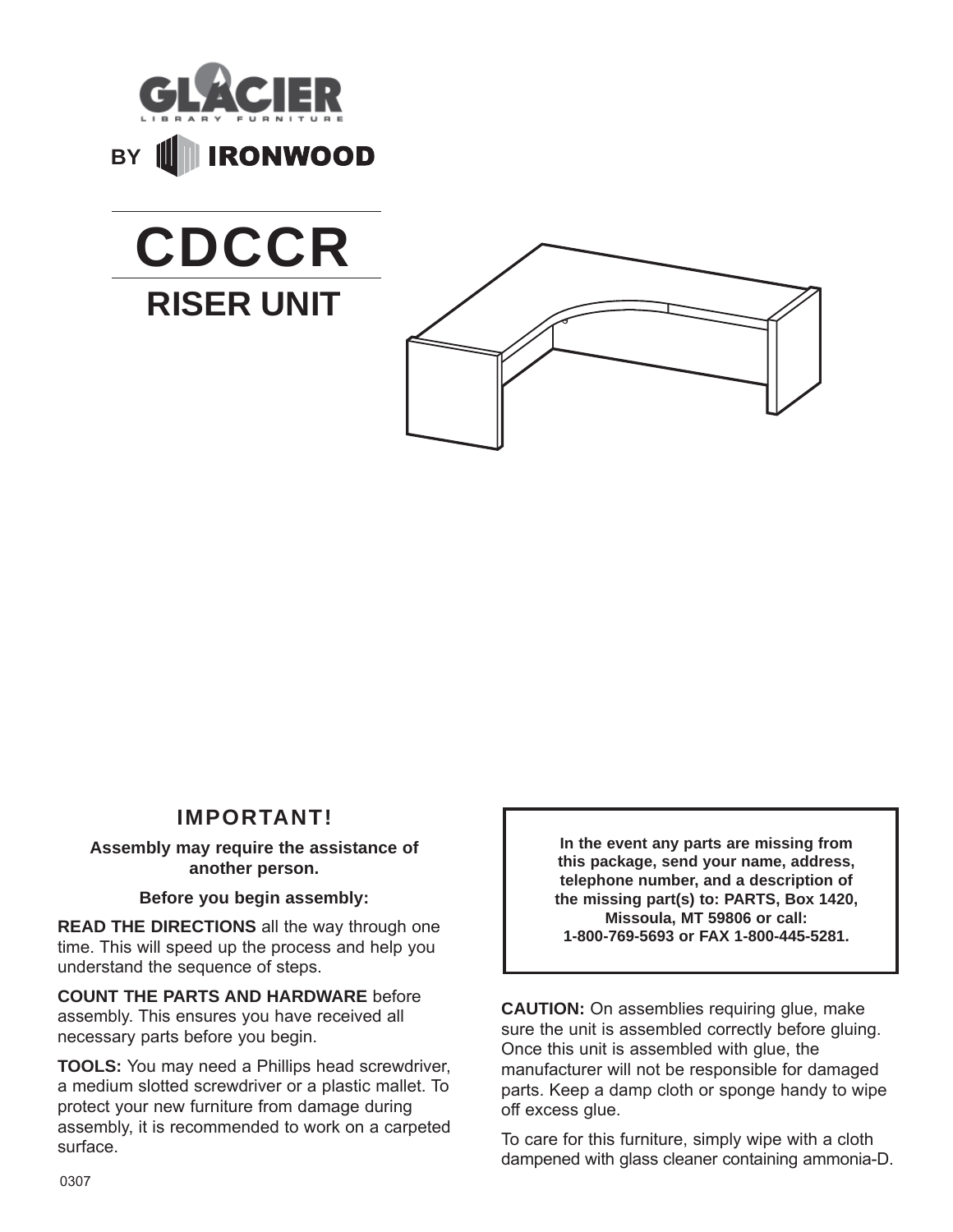GLACIER

LIBRARY FURNITURE

BY IRONWOOD

# CDCCR

## RISER UNIT

### IMPORTANT!

**Assembly may require the assistance of another person.**

**Before you begin assembly:**

**READ THE DIRECTIONS** all the way through one time. This will speed up the process and help you understand the sequence of steps.

**COUNT THE PARTS AND HARDWARE** before assembly. This ensures you have received all necessary parts before you begin.

**TOOLS:** You may need a Phillips head screwdriver, a medium slotted screwdriver or a plastic mallet. To protect your new furniture from damage during assembly, it is recommended to work on a carpeted surface.

**In the event any parts are missing from this package, send your name, address, telephone number, and a description of the missing part(s) to: PARTS, Box 1420, Missoula, MT 59806 or call: 1-800-769-5693 or FAX 1-800-445-5281.**

**CAUTION:** On assemblies requiring glue, make sure the unit is assembled correctly before gluing. Once this unit is assembled with glue, the manufacturer will not be responsible for damaged parts. Keep a damp cloth or sponge handy to wipe off excess glue.

To care for this furniture, simply wipe with a cloth dampened with glass cleaner containing ammonia-D.

0307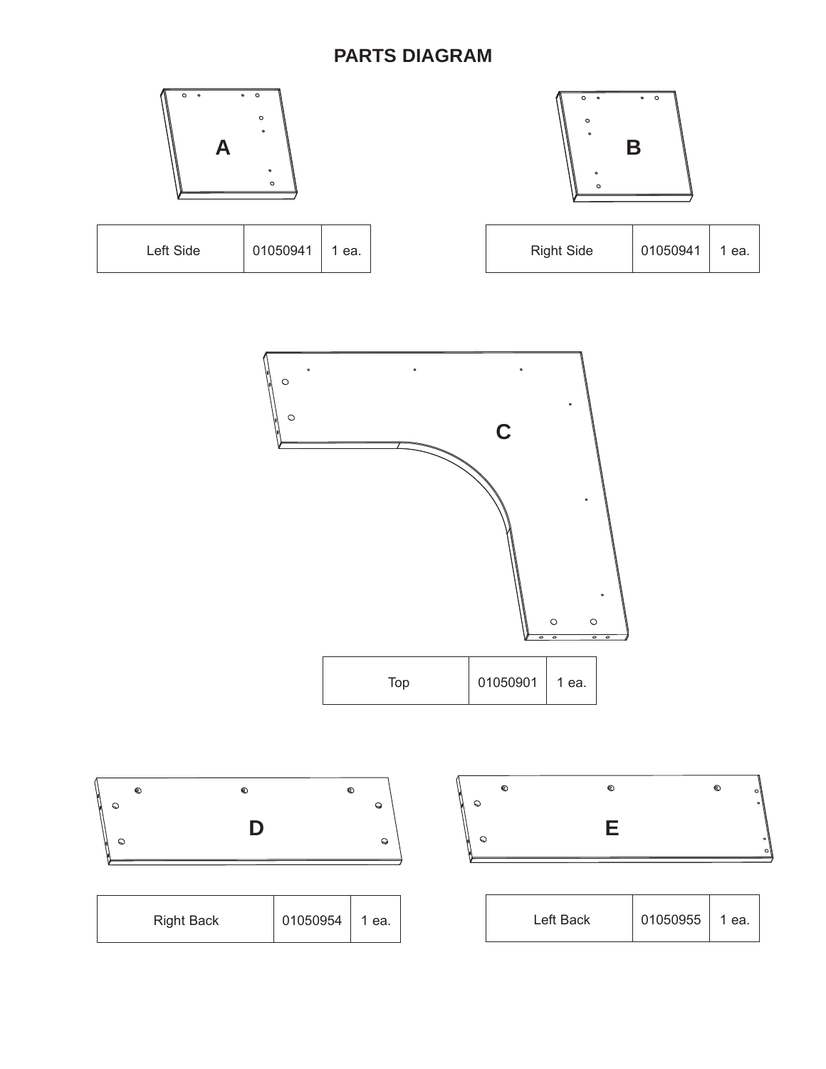## PARTS DIAGRAM

A

| Left Side | 01050941 | 1 ea. |
|---|---|---|

B

| Right Side | 01050941 | 1 ea. |
|---|---|---|

C

| Top | 01050901 | 1 ea. |
|---|---|---|

D

| Right Back | 01050954 | 1 ea. |
|---|---|---|

E

| Left Back | 01050955 | 1 ea. |
|---|---|---|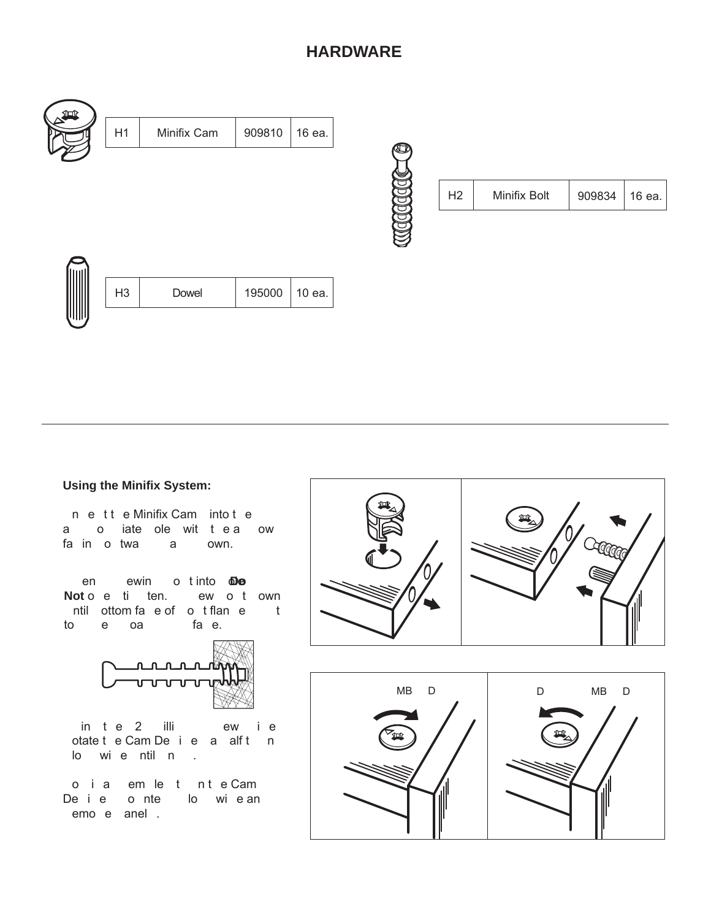# HARDWARE

| | | | |
|---|---|---|---|
| H1 | Minifix Cam | 909810 | 16 ea. |
| H2 | Minifix Bolt | 909834 | 16 ea. |
| H3 | Dowel | 195000 | 10 ea. |

**Using the Minifix System:**

n e t t e Minifix Cam into t e a o iate ole wit t e a ow fa in o twa a own.

en ewin o t into **Do Not** o e ti ten. ew o t own ntil ottom fa e of o t flan e t to e oa fa e.

in t e 2 illi ew i e otate t e Cam De i e a alf t n lo wi e ntil n .

o i a em le t n t e Cam De i e o nte lo wi e an emo e anel .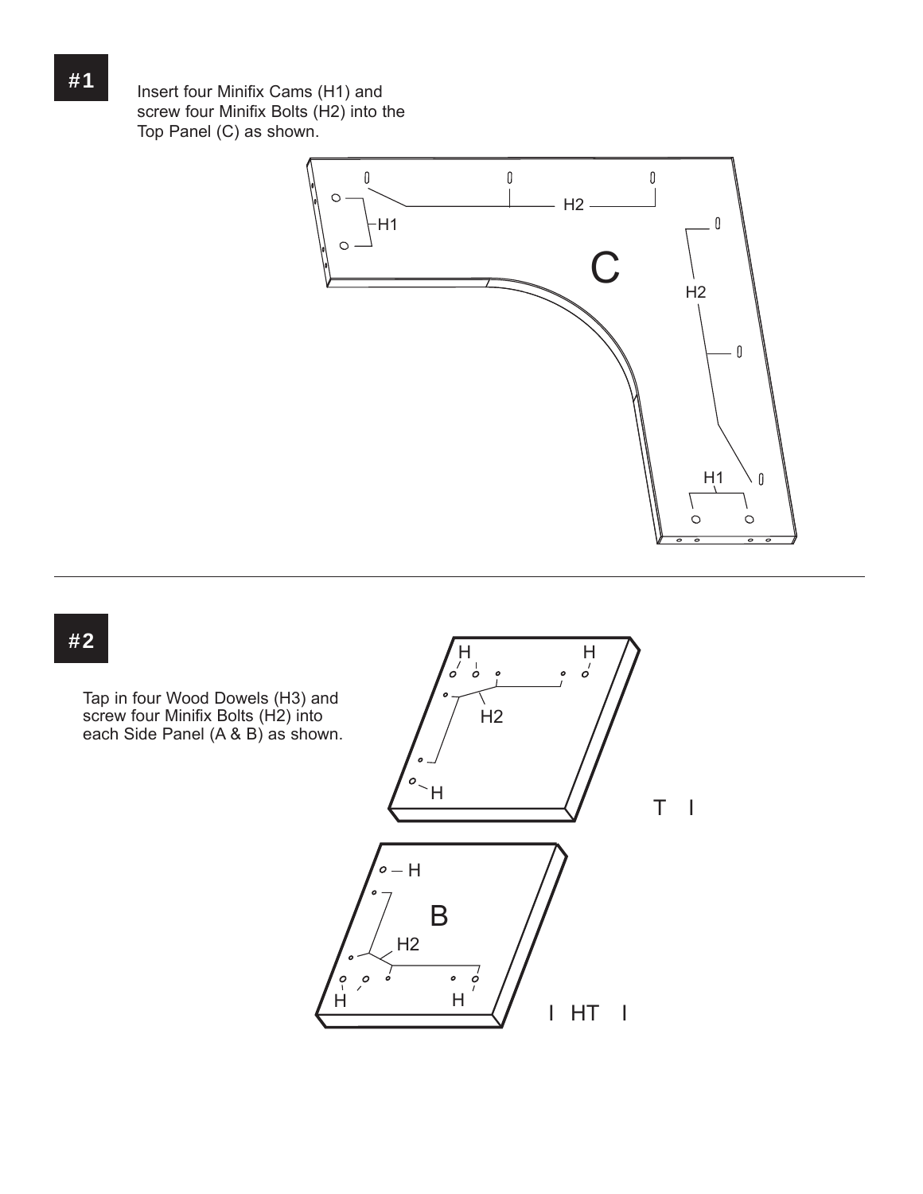**#1**

Insert four Minifix Cams (H1) and screw four Minifix Bolts (H2) into the Top Panel (C) as shown.

---

**#2**

Tap in four Wood Dowels (H3) and screw four Minifix Bolts (H2) into each Side Panel (A & B) as shown.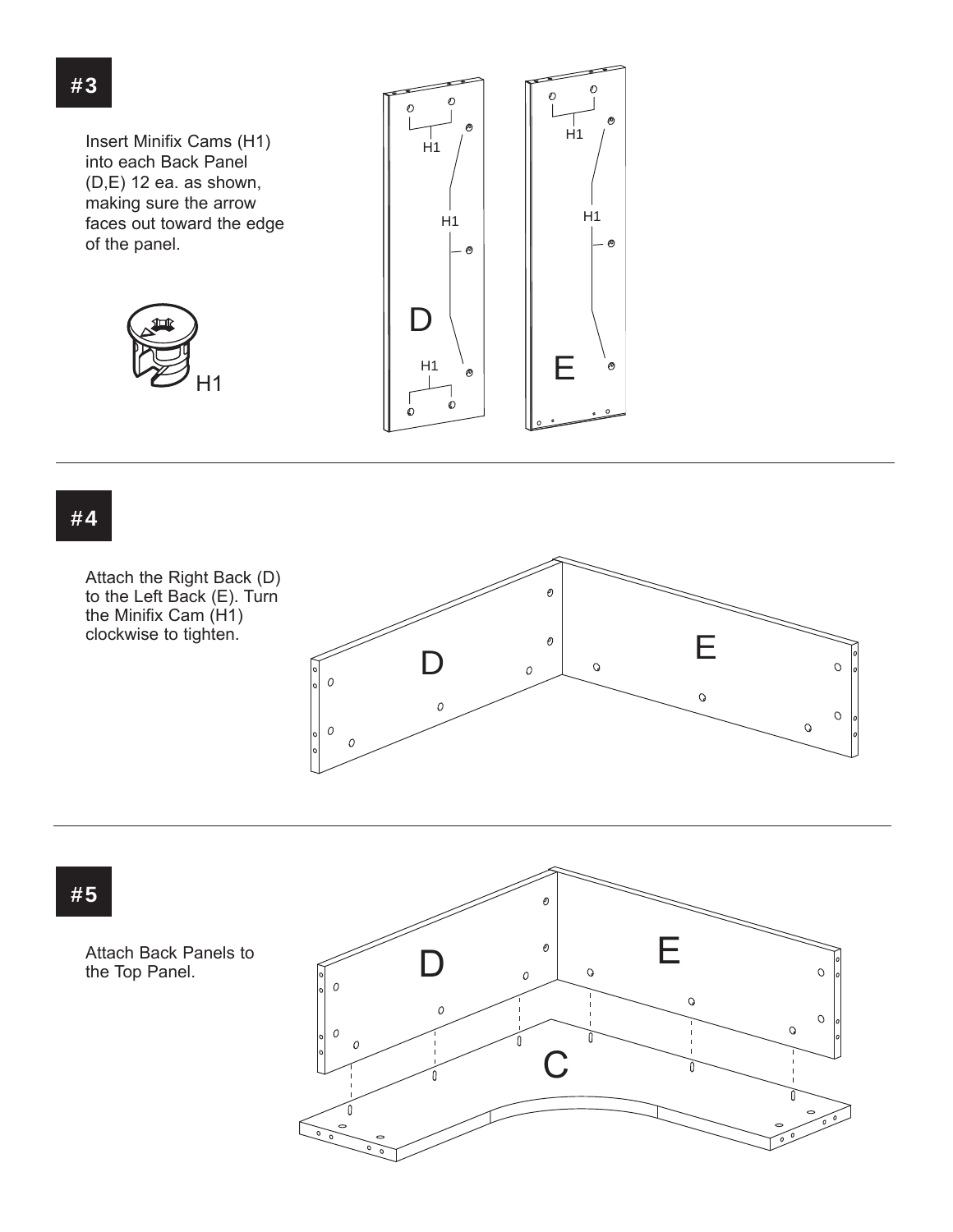## #3

Insert Minifix Cams (H1) into each Back Panel (D,E) 12 ea. as shown, making sure the arrow faces out toward the edge of the panel.

H1

H1 H1 H1 D H1 H1 E

## #4

Attach the Right Back (D) to the Left Back (E). Turn the Minifix Cam (H1) clockwise to tighten.

D E

## #5

Attach Back Panels to the Top Panel.

D E C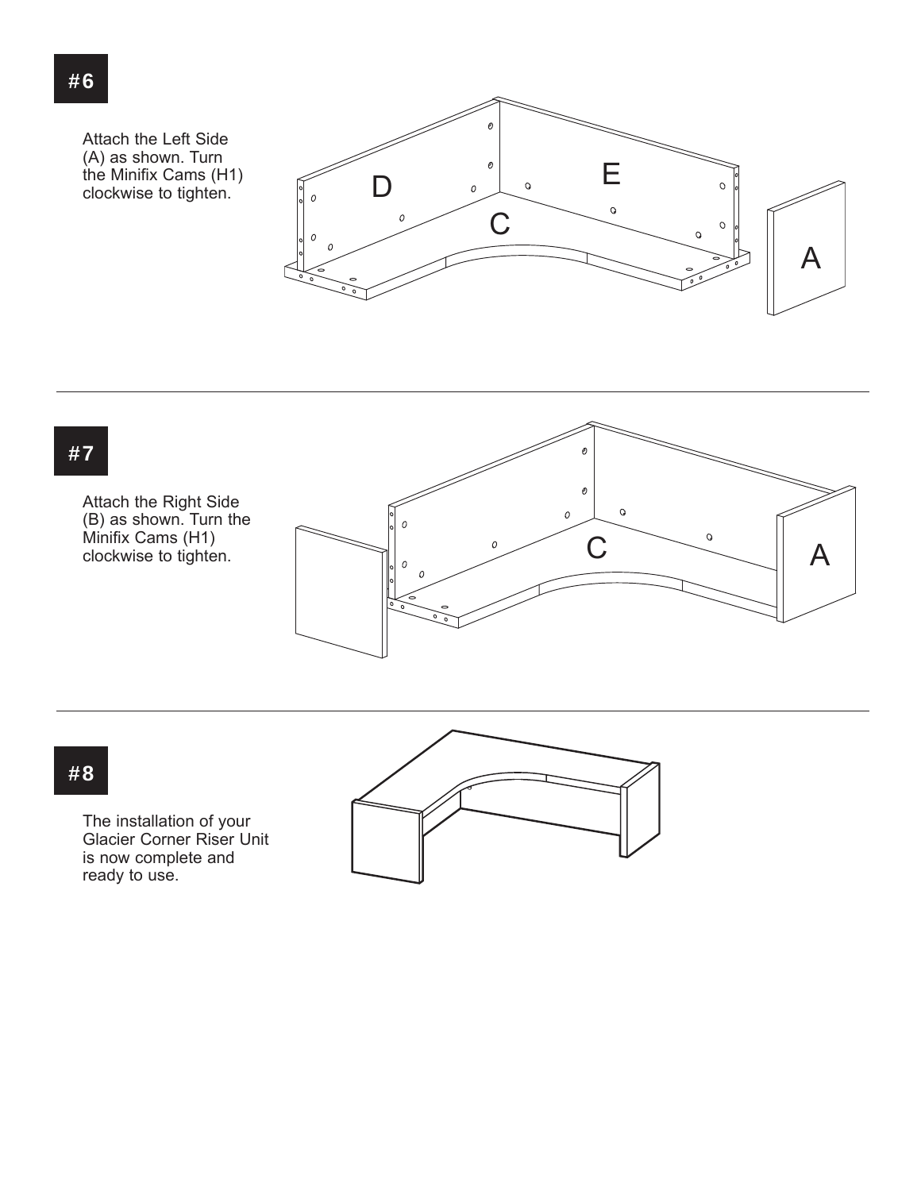## #6

Attach the Left Side (A) as shown. Turn the Minifix Cams (H1) clockwise to tighten.

D

E

C

A

## #7

Attach the Right Side (B) as shown. Turn the Minifix Cams (H1) clockwise to tighten.

C

A

## #8

The installation of your Glacier Corner Riser Unit is now complete and ready to use.